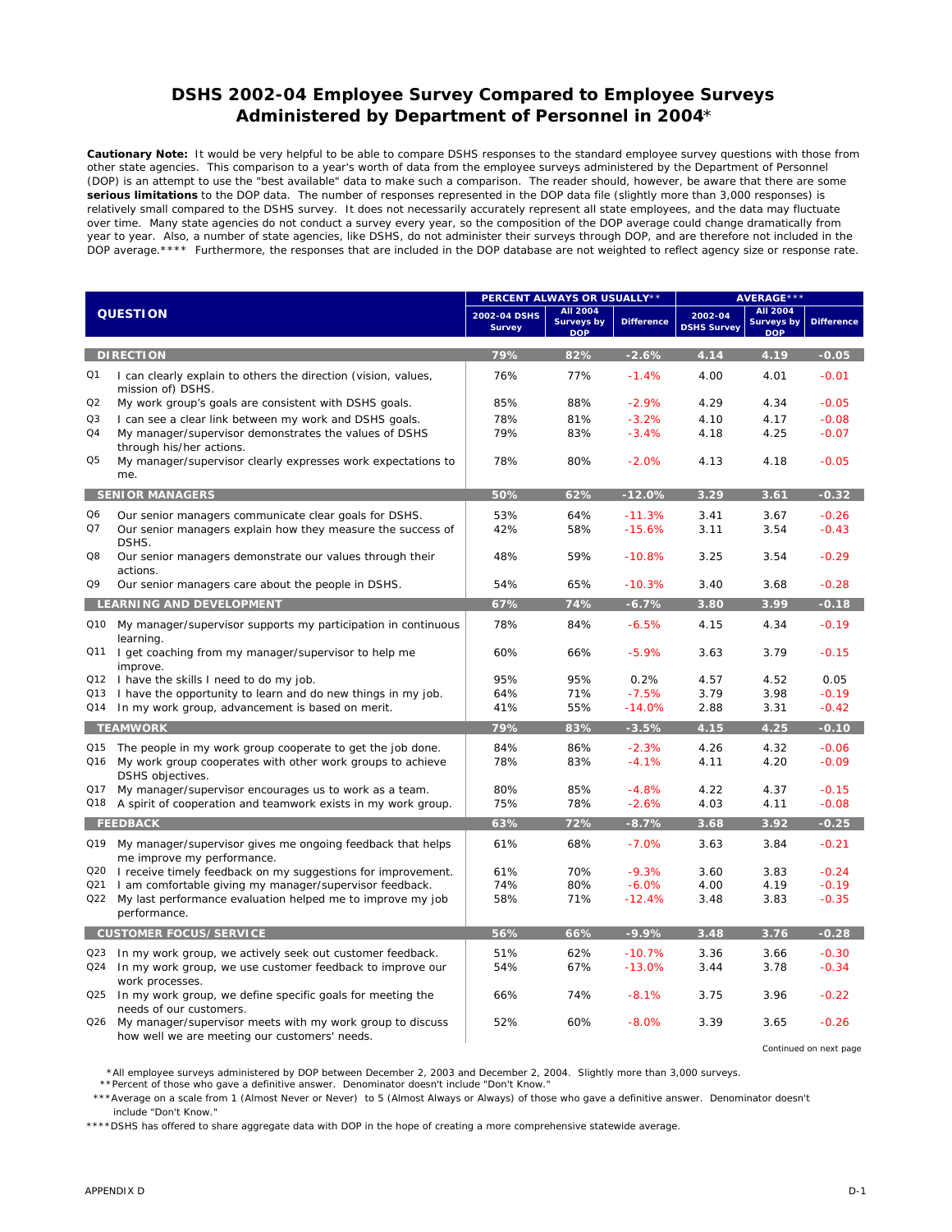# DSHS 2002-04 Employee Survey Compared to Employee Surveys Administered by Department of Personnel in 2004*

**Cautionary Note:** It would be very helpful to be able to compare DSHS responses to the standard employee survey questions with those from other state agencies. This comparison to a year's worth of data from the employee surveys administered by the Department of Personnel (DOP) is an attempt to use the "best available" data to make such a comparison. The reader should, however, be aware that there are some **serious limitations** to the DOP data. The number of responses represented in the DOP data file (slightly more than 3,000 responses) is relatively small compared to the DSHS survey. It does not necessarily accurately represent all state employees, and the data may fluctuate over time. Many state agencies do not conduct a survey every year, so the composition of the DOP average could change dramatically from year to year. Also, a number of state agencies, like DSHS, do not administer their surveys through DOP, and are therefore not included in the DOP average.**** Furthermore, the responses that are included in the DOP database are not weighted to reflect agency size or response rate.

| | QUESTION | PERCENT ALWAYS OR USUALLY** | | | AVERAGE*** | | |
|---|---|---|---|---|---|---|---|
| | | 2002-04 DSHS Survey | All 2004 Surveys by DOP | Difference | 2002-04 DSHS Survey | All 2004 Surveys by DOP | Difference |
| | **DIRECTION** | **79%** | **82%** | **-2.6%** | **4.14** | **4.19** | **-0.05** |
| Q1 | I can clearly explain to others the direction (vision, values, mission of) DSHS. | 76% | 77% | -1.4% | 4.00 | 4.01 | -0.01 |
| Q2 | My work group's goals are consistent with DSHS goals. | 85% | 88% | -2.9% | 4.29 | 4.34 | -0.05 |
| Q3 | I can see a clear link between my work and DSHS goals. | 78% | 81% | -3.2% | 4.10 | 4.17 | -0.08 |
| Q4 | My manager/supervisor demonstrates the values of DSHS through his/her actions. | 79% | 83% | -3.4% | 4.18 | 4.25 | -0.07 |
| Q5 | My manager/supervisor clearly expresses work expectations to me. | 78% | 80% | -2.0% | 4.13 | 4.18 | -0.05 |
| | **SENIOR MANAGERS** | **50%** | **62%** | **-12.0%** | **3.29** | **3.61** | **-0.32** |
| Q6 | Our senior managers communicate clear goals for DSHS. | 53% | 64% | -11.3% | 3.41 | 3.67 | -0.26 |
| Q7 | Our senior managers explain how they measure the success of DSHS. | 42% | 58% | -15.6% | 3.11 | 3.54 | -0.43 |
| Q8 | Our senior managers demonstrate our values through their actions. | 48% | 59% | -10.8% | 3.25 | 3.54 | -0.29 |
| Q9 | Our senior managers care about the people in DSHS. | 54% | 65% | -10.3% | 3.40 | 3.68 | -0.28 |
| | **LEARNING AND DEVELOPMENT** | **67%** | **74%** | **-6.7%** | **3.80** | **3.99** | **-0.18** |
| Q10 | My manager/supervisor supports my participation in continuous learning. | 78% | 84% | -6.5% | 4.15 | 4.34 | -0.19 |
| Q11 | I get coaching from my manager/supervisor to help me improve. | 60% | 66% | -5.9% | 3.63 | 3.79 | -0.15 |
| Q12 | I have the skills I need to do my job. | 95% | 95% | 0.2% | 4.57 | 4.52 | 0.05 |
| Q13 | I have the opportunity to learn and do new things in my job. | 64% | 71% | -7.5% | 3.79 | 3.98 | -0.19 |
| Q14 | In my work group, advancement is based on merit. | 41% | 55% | -14.0% | 2.88 | 3.31 | -0.42 |
| | **TEAMWORK** | **79%** | **83%** | **-3.5%** | **4.15** | **4.25** | **-0.10** |
| Q15 | The people in my work group cooperate to get the job done. | 84% | 86% | -2.3% | 4.26 | 4.32 | -0.06 |
| Q16 | My work group cooperates with other work groups to achieve DSHS objectives. | 78% | 83% | -4.1% | 4.11 | 4.20 | -0.09 |
| Q17 | My manager/supervisor encourages us to work as a team. | 80% | 85% | -4.8% | 4.22 | 4.37 | -0.15 |
| Q18 | A spirit of cooperation and teamwork exists in my work group. | 75% | 78% | -2.6% | 4.03 | 4.11 | -0.08 |
| | **FEEDBACK** | **63%** | **72%** | **-8.7%** | **3.68** | **3.92** | **-0.25** |
| Q19 | My manager/supervisor gives me ongoing feedback that helps me improve my performance. | 61% | 68% | -7.0% | 3.63 | 3.84 | -0.21 |
| Q20 | I receive timely feedback on my suggestions for improvement. | 61% | 70% | -9.3% | 3.60 | 3.83 | -0.24 |
| Q21 | I am comfortable giving my manager/supervisor feedback. | 74% | 80% | -6.0% | 4.00 | 4.19 | -0.19 |
| Q22 | My last performance evaluation helped me to improve my job performance. | 58% | 71% | -12.4% | 3.48 | 3.83 | -0.35 |
| | **CUSTOMER FOCUS/SERVICE** | **56%** | **66%** | **-9.9%** | **3.48** | **3.76** | **-0.28** |
| Q23 | In my work group, we actively seek out customer feedback. | 51% | 62% | -10.7% | 3.36 | 3.66 | -0.30 |
| Q24 | In my work group, we use customer feedback to improve our work processes. | 54% | 67% | -13.0% | 3.44 | 3.78 | -0.34 |
| Q25 | In my work group, we define specific goals for meeting the needs of our customers. | 66% | 74% | -8.1% | 3.75 | 3.96 | -0.22 |
| Q26 | My manager/supervisor meets with my work group to discuss how well we are meeting our customers' needs. | 52% | 60% | -8.0% | 3.39 | 3.65 | -0.26 |

Continued on next page

*All employee surveys administered by DOP between December 2, 2003 and December 2, 2004. Slightly more than 3,000 surveys.

**Percent of those who gave a definitive answer. Denominator doesn't include "Don't Know."

***Average on a scale from 1 (Almost Never or Never) to 5 (Almost Always or Always) of those who gave a definitive answer. Denominator doesn't include "Don't Know."

****DSHS has offered to share aggregate data with DOP in the hope of creating a more comprehensive statewide average.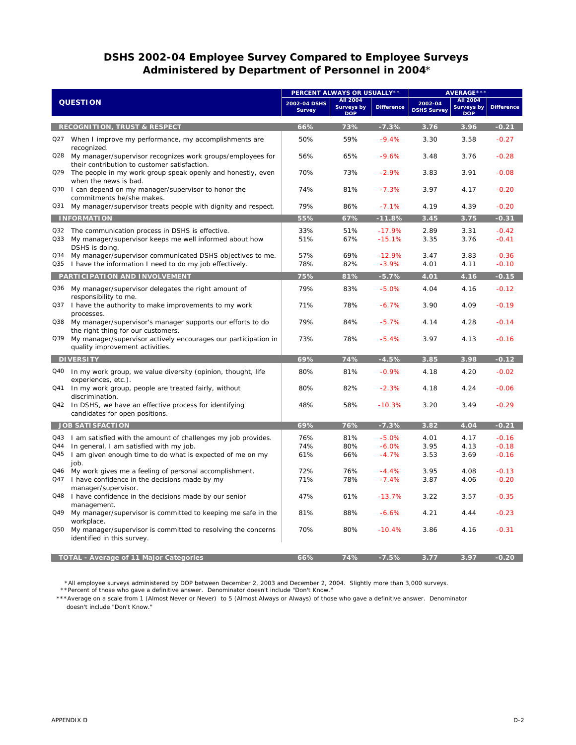# DSHS 2002-04 Employee Survey Compared to Employee Surveys Administered by Department of Personnel in 2004*

| QUESTION | PERCENT ALWAYS OR USUALLY** | | | AVERAGE*** | | |
|---|---|---|---|---|---|---|
| | 2002-04 DSHS Survey | All 2004 Surveys by DOP | Difference | 2002-04 DSHS Survey | All 2004 Surveys by DOP | Difference |
| **RECOGNITION, TRUST & RESPECT** | **66%** | **73%** | **-7.3%** | **3.76** | **3.96** | **-0.21** |
| Q27 When I improve my performance, my accomplishments are recognized. | 50% | 59% | -9.4% | 3.30 | 3.58 | -0.27 |
| Q28 My manager/supervisor recognizes work groups/employees for their contribution to customer satisfaction. | 56% | 65% | -9.6% | 3.48 | 3.76 | -0.28 |
| Q29 The people in my work group speak openly and honestly, even when the news is bad. | 70% | 73% | -2.9% | 3.83 | 3.91 | -0.08 |
| Q30 I can depend on my manager/supervisor to honor the commitments he/she makes. | 74% | 81% | -7.3% | 3.97 | 4.17 | -0.20 |
| Q31 My manager/supervisor treats people with dignity and respect. | 79% | 86% | -7.1% | 4.19 | 4.39 | -0.20 |
| **INFORMATION** | **55%** | **67%** | **-11.8%** | **3.45** | **3.75** | **-0.31** |
| Q32 The communication process in DSHS is effective. | 33% | 51% | -17.9% | 2.89 | 3.31 | -0.42 |
| Q33 My manager/supervisor keeps me well informed about how DSHS is doing. | 51% | 67% | -15.1% | 3.35 | 3.76 | -0.41 |
| Q34 My manager/supervisor communicated DSHS objectives to me. | 57% | 69% | -12.9% | 3.47 | 3.83 | -0.36 |
| Q35 I have the information I need to do my job effectively. | 78% | 82% | -3.9% | 4.01 | 4.11 | -0.10 |
| **PARTICIPATION AND INVOLVEMENT** | **75%** | **81%** | **-5.7%** | **4.01** | **4.16** | **-0.15** |
| Q36 My manager/supervisor delegates the right amount of responsibility to me. | 79% | 83% | -5.0% | 4.04 | 4.16 | -0.12 |
| Q37 I have the authority to make improvements to my work processes. | 71% | 78% | -6.7% | 3.90 | 4.09 | -0.19 |
| Q38 My manager/supervisor's manager supports our efforts to do the right thing for our customers. | 79% | 84% | -5.7% | 4.14 | 4.28 | -0.14 |
| Q39 My manager/supervisor actively encourages our participation in quality improvement activities. | 73% | 78% | -5.4% | 3.97 | 4.13 | -0.16 |
| **DIVERSITY** | **69%** | **74%** | **-4.5%** | **3.85** | **3.98** | **-0.12** |
| Q40 In my work group, we value diversity (opinion, thought, life experiences, etc.). | 80% | 81% | -0.9% | 4.18 | 4.20 | -0.02 |
| Q41 In my work group, people are treated fairly, without discrimination. | 80% | 82% | -2.3% | 4.18 | 4.24 | -0.06 |
| Q42 In DSHS, we have an effective process for identifying candidates for open positions. | 48% | 58% | -10.3% | 3.20 | 3.49 | -0.29 |
| **JOB SATISFACTION** | **69%** | **76%** | **-7.3%** | **3.82** | **4.04** | **-0.21** |
| Q43 I am satisfied with the amount of challenges my job provides. | 76% | 81% | -5.0% | 4.01 | 4.17 | -0.16 |
| Q44 In general, I am satisfied with my job. | 74% | 80% | -6.0% | 3.95 | 4.13 | -0.18 |
| Q45 I am given enough time to do what is expected of me on my job. | 61% | 66% | -4.7% | 3.53 | 3.69 | -0.16 |
| Q46 My work gives me a feeling of personal accomplishment. | 72% | 76% | -4.4% | 3.95 | 4.08 | -0.13 |
| Q47 I have confidence in the decisions made by my manager/supervisor. | 71% | 78% | -7.4% | 3.87 | 4.06 | -0.20 |
| Q48 I have confidence in the decisions made by our senior management. | 47% | 61% | -13.7% | 3.22 | 3.57 | -0.35 |
| Q49 My manager/supervisor is committed to keeping me safe in the workplace. | 81% | 88% | -6.6% | 4.21 | 4.44 | -0.23 |
| Q50 My manager/supervisor is committed to resolving the concerns identified in this survey. | 70% | 80% | -10.4% | 3.86 | 4.16 | -0.31 |
| **TOTAL - Average of 11 Major Categories** | **66%** | **74%** | **-7.5%** | **3.77** | **3.97** | **-0.20** |

*All employee surveys administered by DOP between December 2, 2003 and December 2, 2004. Slightly more than 3,000 surveys.
**Percent of those who gave a definitive answer. Denominator doesn't include "Don't Know."
***Average on a scale from 1 (Almost Never or Never) to 5 (Almost Always or Always) of those who gave a definitive answer. Denominator doesn't include "Don't Know."